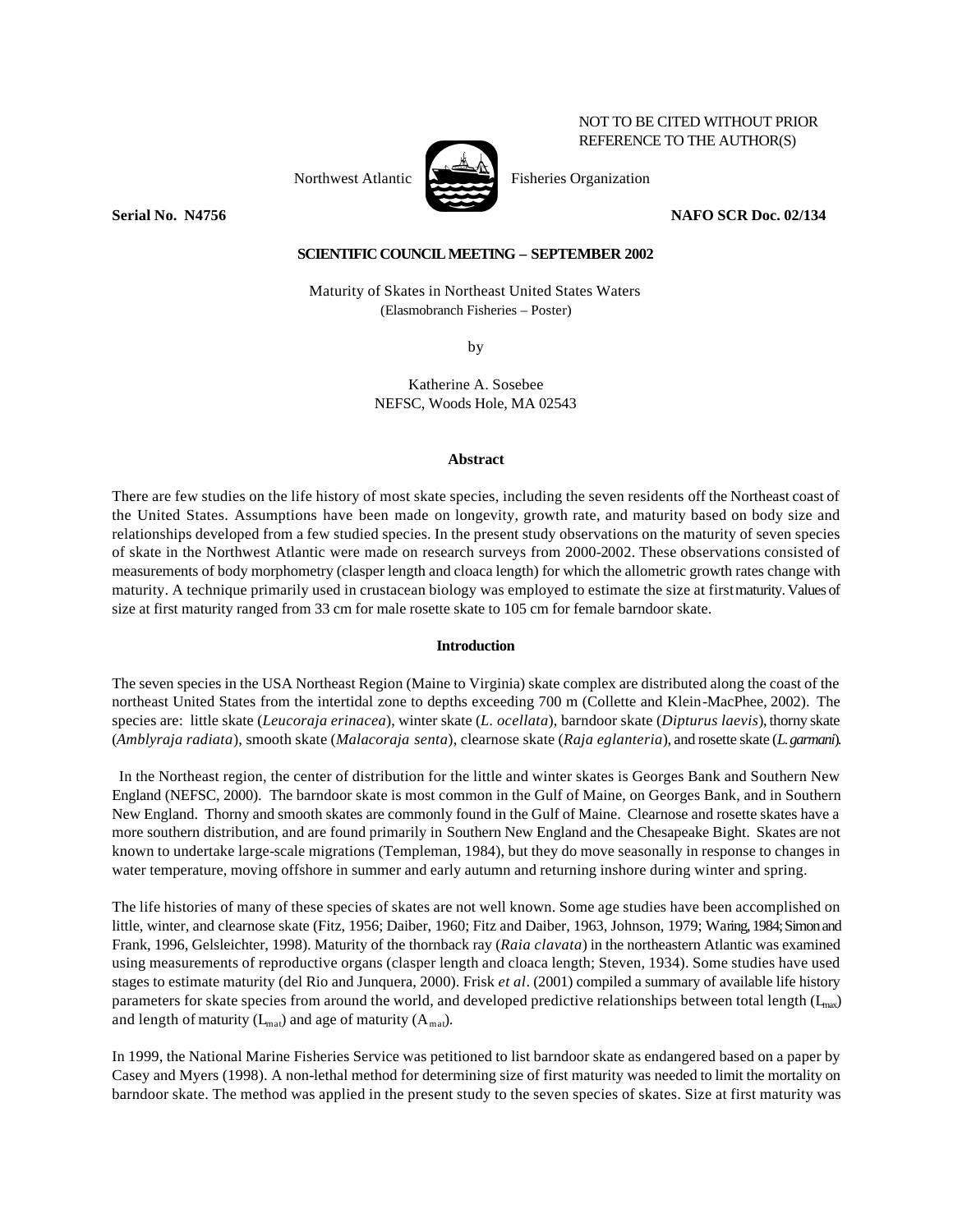NOT TO BE CITED WITHOUT PRIOR REFERENCE TO THE AUTHOR(S)

Northwest Atlantic Fisheries Organization

**Serial No. N4756** **NAFO SCR Doc. 02/134**

**SCIENTIFIC COUNCIL MEETING – SEPTEMBER 2002**

# Maturity of Skates in Northeast United States Waters

(Elasmobranch Fisheries – Poster)

by

Katherine A. Sosebee
NEFSC, Woods Hole, MA 02543

## Abstract

There are few studies on the life history of most skate species, including the seven residents off the Northeast coast of the United States. Assumptions have been made on longevity, growth rate, and maturity based on body size and relationships developed from a few studied species. In the present study observations on the maturity of seven species of skate in the Northwest Atlantic were made on research surveys from 2000-2002. These observations consisted of measurements of body morphometry (clasper length and cloaca length) for which the allometric growth rates change with maturity. A technique primarily used in crustacean biology was employed to estimate the size at first maturity. Values of size at first maturity ranged from 33 cm for male rosette skate to 105 cm for female barndoor skate.

## Introduction

The seven species in the USA Northeast Region (Maine to Virginia) skate complex are distributed along the coast of the northeast United States from the intertidal zone to depths exceeding 700 m (Collette and Klein-MacPhee, 2002). The species are: little skate (*Leucoraja erinacea*), winter skate (*L. ocellata*), barndoor skate (*Dipturus laevis*), thorny skate (*Amblyraja radiata*), smooth skate (*Malacoraja senta*), clearnose skate (*Raja eglanteria*), and rosette skate (*L. garmani*).

In the Northeast region, the center of distribution for the little and winter skates is Georges Bank and Southern New England (NEFSC, 2000). The barndoor skate is most common in the Gulf of Maine, on Georges Bank, and in Southern New England. Thorny and smooth skates are commonly found in the Gulf of Maine. Clearnose and rosette skates have a more southern distribution, and are found primarily in Southern New England and the Chesapeake Bight. Skates are not known to undertake large-scale migrations (Templeman, 1984), but they do move seasonally in response to changes in water temperature, moving offshore in summer and early autumn and returning inshore during winter and spring.

The life histories of many of these species of skates are not well known. Some age studies have been accomplished on little, winter, and clearnose skate (Fitz, 1956; Daiber, 1960; Fitz and Daiber, 1963, Johnson, 1979; Waring, 1984; Simon and Frank, 1996, Gelsleichter, 1998). Maturity of the thornback ray (*Raia clavata*) in the northeastern Atlantic was examined using measurements of reproductive organs (clasper length and cloaca length; Steven, 1934). Some studies have used stages to estimate maturity (del Rio and Junquera, 2000). Frisk *et al*. (2001) compiled a summary of available life history parameters for skate species from around the world, and developed predictive relationships between total length ($L_{max}$) and length of maturity ($L_{mat}$) and age of maturity ($A_{mat}$).

In 1999, the National Marine Fisheries Service was petitioned to list barndoor skate as endangered based on a paper by Casey and Myers (1998). A non-lethal method for determining size of first maturity was needed to limit the mortality on barndoor skate. The method was applied in the present study to the seven species of skates. Size at first maturity was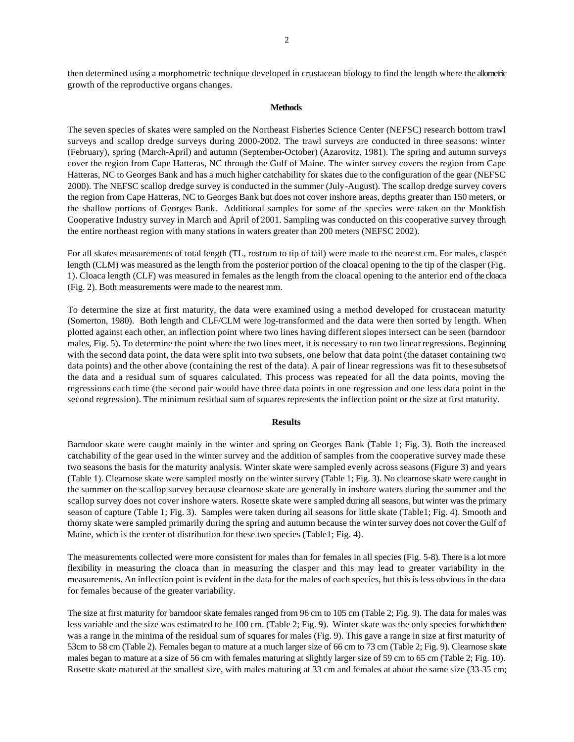then determined using a morphometric technique developed in crustacean biology to find the length where the allometric growth of the reproductive organs changes.

## Methods

The seven species of skates were sampled on the Northeast Fisheries Science Center (NEFSC) research bottom trawl surveys and scallop dredge surveys during 2000-2002. The trawl surveys are conducted in three seasons: winter (February), spring (March-April) and autumn (September-October) (Azarovitz, 1981). The spring and autumn surveys cover the region from Cape Hatteras, NC through the Gulf of Maine. The winter survey covers the region from Cape Hatteras, NC to Georges Bank and has a much higher catchability for skates due to the configuration of the gear (NEFSC 2000). The NEFSC scallop dredge survey is conducted in the summer (July-August). The scallop dredge survey covers the region from Cape Hatteras, NC to Georges Bank but does not cover inshore areas, depths greater than 150 meters, or the shallow portions of Georges Bank. Additional samples for some of the species were taken on the Monkfish Cooperative Industry survey in March and April of 2001. Sampling was conducted on this cooperative survey through the entire northeast region with many stations in waters greater than 200 meters (NEFSC 2002).

For all skates measurements of total length (TL, rostrum to tip of tail) were made to the nearest cm. For males, clasper length (CLM) was measured as the length from the posterior portion of the cloacal opening to the tip of the clasper (Fig. 1). Cloaca length (CLF) was measured in females as the length from the cloacal opening to the anterior end of the cloaca (Fig. 2). Both measurements were made to the nearest mm.

To determine the size at first maturity, the data were examined using a method developed for crustacean maturity (Somerton, 1980). Both length and CLF/CLM were log-transformed and the data were then sorted by length. When plotted against each other, an inflection point where two lines having different slopes intersect can be seen (barndoor males, Fig. 5). To determine the point where the two lines meet, it is necessary to run two linear regressions. Beginning with the second data point, the data were split into two subsets, one below that data point (the dataset containing two data points) and the other above (containing the rest of the data). A pair of linear regressions was fit to these subsets of the data and a residual sum of squares calculated. This process was repeated for all the data points, moving the regressions each time (the second pair would have three data points in one regression and one less data point in the second regression). The minimum residual sum of squares represents the inflection point or the size at first maturity.

## Results

Barndoor skate were caught mainly in the winter and spring on Georges Bank (Table 1; Fig. 3). Both the increased catchability of the gear used in the winter survey and the addition of samples from the cooperative survey made these two seasons the basis for the maturity analysis. Winter skate were sampled evenly across seasons (Figure 3) and years (Table 1). Clearnose skate were sampled mostly on the winter survey (Table 1; Fig. 3). No clearnose skate were caught in the summer on the scallop survey because clearnose skate are generally in inshore waters during the summer and the scallop survey does not cover inshore waters. Rosette skate were sampled during all seasons, but winter was the primary season of capture (Table 1; Fig. 3). Samples were taken during all seasons for little skate (Table1; Fig. 4). Smooth and thorny skate were sampled primarily during the spring and autumn because the winter survey does not cover the Gulf of Maine, which is the center of distribution for these two species (Table1; Fig. 4).

The measurements collected were more consistent for males than for females in all species (Fig. 5-8). There is a lot more flexibility in measuring the cloaca than in measuring the clasper and this may lead to greater variability in the measurements. An inflection point is evident in the data for the males of each species, but this is less obvious in the data for females because of the greater variability.

The size at first maturity for barndoor skate females ranged from 96 cm to 105 cm (Table 2; Fig. 9). The data for males was less variable and the size was estimated to be 100 cm. (Table 2; Fig. 9). Winter skate was the only species for which there was a range in the minima of the residual sum of squares for males (Fig. 9). This gave a range in size at first maturity of 53cm to 58 cm (Table 2). Females began to mature at a much larger size of 66 cm to 73 cm (Table 2; Fig. 9). Clearnose skate males began to mature at a size of 56 cm with females maturing at slightly larger size of 59 cm to 65 cm (Table 2; Fig. 10). Rosette skate matured at the smallest size, with males maturing at 33 cm and females at about the same size (33-35 cm;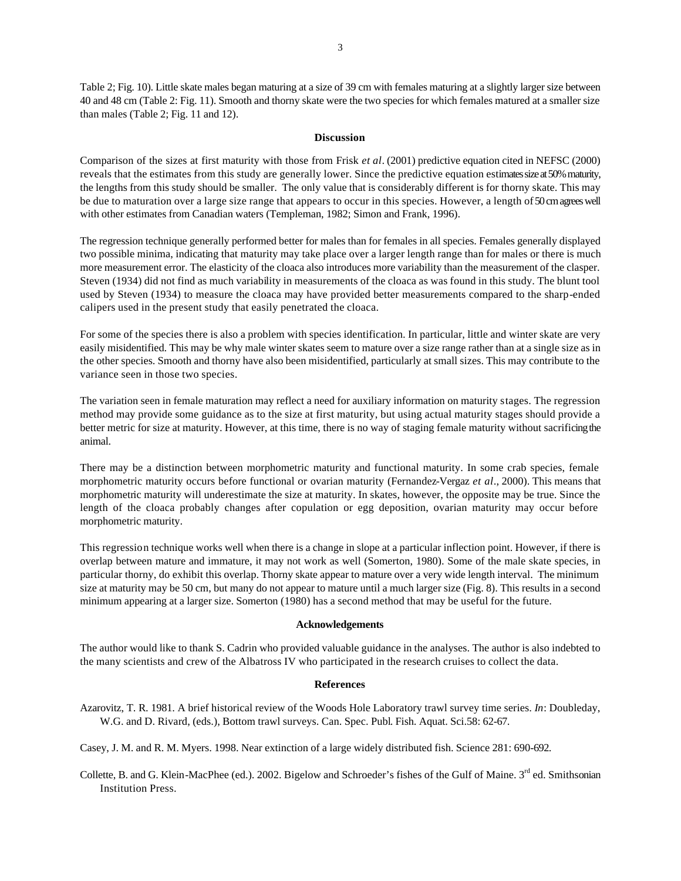Table 2; Fig. 10). Little skate males began maturing at a size of 39 cm with females maturing at a slightly larger size between 40 and 48 cm (Table 2: Fig. 11). Smooth and thorny skate were the two species for which females matured at a smaller size than males (Table 2; Fig. 11 and 12).

## Discussion

Comparison of the sizes at first maturity with those from Frisk *et al*. (2001) predictive equation cited in NEFSC (2000) reveals that the estimates from this study are generally lower. Since the predictive equation estimates size at 50% maturity, the lengths from this study should be smaller. The only value that is considerably different is for thorny skate. This may be due to maturation over a large size range that appears to occur in this species. However, a length of 50 cm agrees well with other estimates from Canadian waters (Templeman, 1982; Simon and Frank, 1996).

The regression technique generally performed better for males than for females in all species. Females generally displayed two possible minima, indicating that maturity may take place over a larger length range than for males or there is much more measurement error. The elasticity of the cloaca also introduces more variability than the measurement of the clasper. Steven (1934) did not find as much variability in measurements of the cloaca as was found in this study. The blunt tool used by Steven (1934) to measure the cloaca may have provided better measurements compared to the sharp-ended calipers used in the present study that easily penetrated the cloaca.

For some of the species there is also a problem with species identification. In particular, little and winter skate are very easily misidentified. This may be why male winter skates seem to mature over a size range rather than at a single size as in the other species. Smooth and thorny have also been misidentified, particularly at small sizes. This may contribute to the variance seen in those two species.

The variation seen in female maturation may reflect a need for auxiliary information on maturity stages. The regression method may provide some guidance as to the size at first maturity, but using actual maturity stages should provide a better metric for size at maturity. However, at this time, there is no way of staging female maturity without sacrificing the animal.

There may be a distinction between morphometric maturity and functional maturity. In some crab species, female morphometric maturity occurs before functional or ovarian maturity (Fernandez-Vergaz *et al*., 2000). This means that morphometric maturity will underestimate the size at maturity. In skates, however, the opposite may be true. Since the length of the cloaca probably changes after copulation or egg deposition, ovarian maturity may occur before morphometric maturity.

This regression technique works well when there is a change in slope at a particular inflection point. However, if there is overlap between mature and immature, it may not work as well (Somerton, 1980). Some of the male skate species, in particular thorny, do exhibit this overlap. Thorny skate appear to mature over a very wide length interval. The minimum size at maturity may be 50 cm, but many do not appear to mature until a much larger size (Fig. 8). This results in a second minimum appearing at a larger size. Somerton (1980) has a second method that may be useful for the future.

## Acknowledgements

The author would like to thank S. Cadrin who provided valuable guidance in the analyses. The author is also indebted to the many scientists and crew of the Albatross IV who participated in the research cruises to collect the data.

## References

Azarovitz, T. R. 1981. A brief historical review of the Woods Hole Laboratory trawl survey time series. *In*: Doubleday, W.G. and D. Rivard, (eds.), Bottom trawl surveys. Can. Spec. Publ. Fish. Aquat. Sci.58: 62-67.

Casey, J. M. and R. M. Myers. 1998. Near extinction of a large widely distributed fish. Science 281: 690-692.

Collette, B. and G. Klein-MacPhee (ed.). 2002. Bigelow and Schroeder's fishes of the Gulf of Maine. 3rd ed. Smithsonian Institution Press.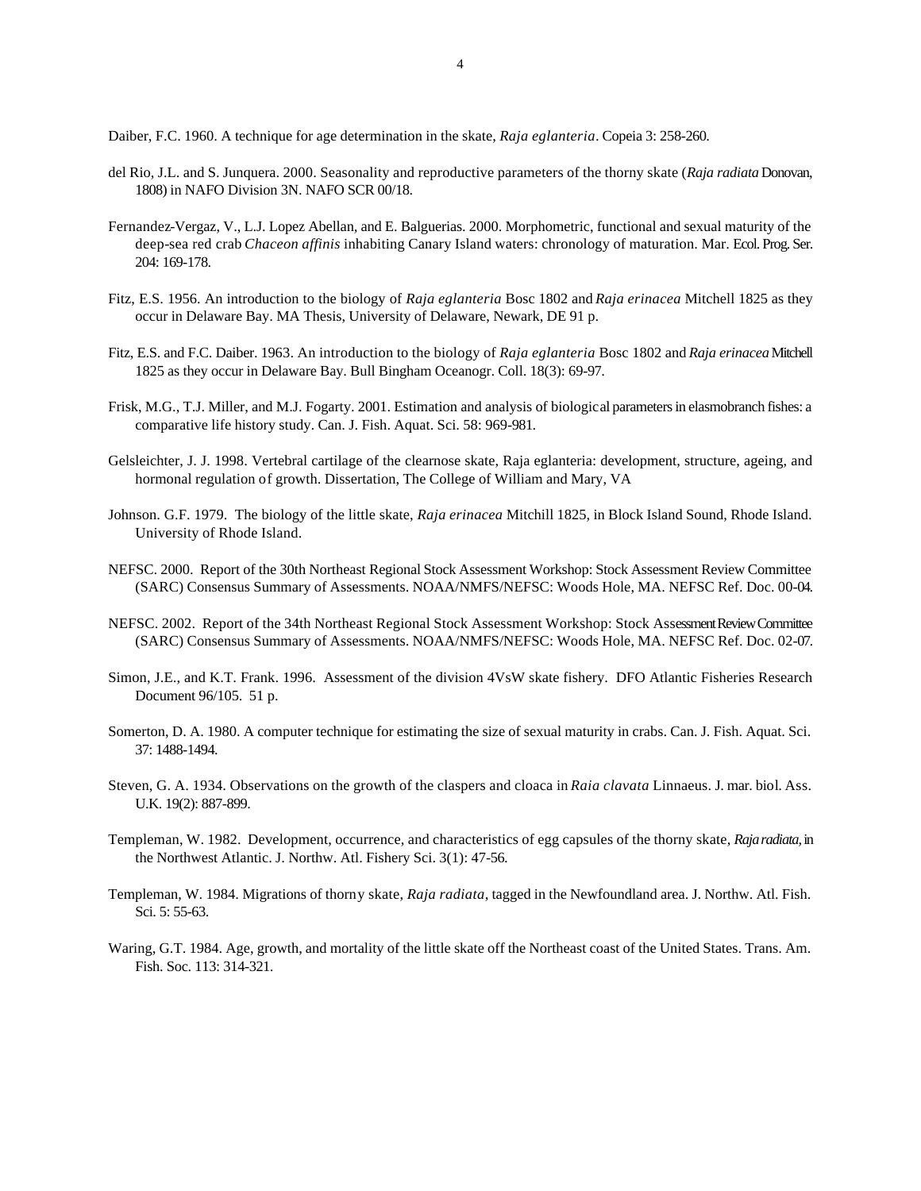Daiber, F.C. 1960. A technique for age determination in the skate, *Raja eglanteria*. Copeia 3: 258-260.

del Rio, J.L. and S. Junquera. 2000. Seasonality and reproductive parameters of the thorny skate (*Raja radiata* Donovan, 1808) in NAFO Division 3N. NAFO SCR 00/18.

Fernandez-Vergaz, V., L.J. Lopez Abellan, and E. Balguerias. 2000. Morphometric, functional and sexual maturity of the deep-sea red crab *Chaceon affinis* inhabiting Canary Island waters: chronology of maturation. Mar. Ecol. Prog. Ser. 204: 169-178.

Fitz, E.S. 1956. An introduction to the biology of *Raja eglanteria* Bosc 1802 and *Raja erinacea* Mitchell 1825 as they occur in Delaware Bay. MA Thesis, University of Delaware, Newark, DE 91 p.

Fitz, E.S. and F.C. Daiber. 1963. An introduction to the biology of *Raja eglanteria* Bosc 1802 and *Raja erinacea* Mitchell 1825 as they occur in Delaware Bay. Bull Bingham Oceanogr. Coll. 18(3): 69-97.

Frisk, M.G., T.J. Miller, and M.J. Fogarty. 2001. Estimation and analysis of biological parameters in elasmobranch fishes: a comparative life history study. Can. J. Fish. Aquat. Sci. 58: 969-981.

Gelsleichter, J. J. 1998. Vertebral cartilage of the clearnose skate, Raja eglanteria: development, structure, ageing, and hormonal regulation of growth. Dissertation, The College of William and Mary, VA

Johnson. G.F. 1979. The biology of the little skate, *Raja erinacea* Mitchill 1825, in Block Island Sound, Rhode Island. University of Rhode Island.

NEFSC. 2000. Report of the 30th Northeast Regional Stock Assessment Workshop: Stock Assessment Review Committee (SARC) Consensus Summary of Assessments. NOAA/NMFS/NEFSC: Woods Hole, MA. NEFSC Ref. Doc. 00-04.

NEFSC. 2002. Report of the 34th Northeast Regional Stock Assessment Workshop: Stock Assessment Review Committee (SARC) Consensus Summary of Assessments. NOAA/NMFS/NEFSC: Woods Hole, MA. NEFSC Ref. Doc. 02-07.

Simon, J.E., and K.T. Frank. 1996. Assessment of the division 4VsW skate fishery. DFO Atlantic Fisheries Research Document 96/105. 51 p.

Somerton, D. A. 1980. A computer technique for estimating the size of sexual maturity in crabs. Can. J. Fish. Aquat. Sci. 37: 1488-1494.

Steven, G. A. 1934. Observations on the growth of the claspers and cloaca in *Raia clavata* Linnaeus. J. mar. biol. Ass. U.K. 19(2): 887-899.

Templeman, W. 1982. Development, occurrence, and characteristics of egg capsules of the thorny skate, *Raja radiata*, in the Northwest Atlantic. J. Northw. Atl. Fishery Sci. 3(1): 47-56.

Templeman, W. 1984. Migrations of thorny skate, *Raja radiata*, tagged in the Newfoundland area. J. Northw. Atl. Fish. Sci. 5: 55-63.

Waring, G.T. 1984. Age, growth, and mortality of the little skate off the Northeast coast of the United States. Trans. Am. Fish. Soc. 113: 314-321.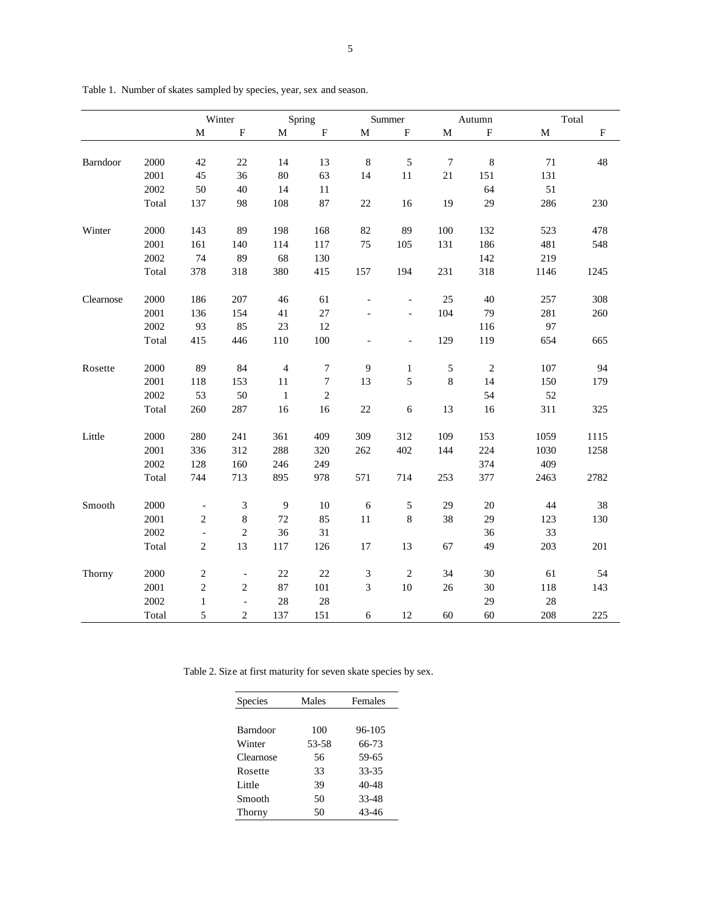Table 1. Number of skates sampled by species, year, sex and season.

| | | Winter | | Spring | | Summer | | Autumn | | Total | |
|---|---|---|---|---|---|---|---|---|---|---|---|
| | | M | F | M | F | M | F | M | F | M | F |
| Barndoor | 2000 | 42 | 22 | 14 | 13 | 8 | 5 | 7 | 8 | 71 | 48 |
| | 2001 | 45 | 36 | 80 | 63 | 14 | 11 | 21 | 151 | 131 | |
| | 2002 | 50 | 40 | 14 | 11 | | | | 64 | 51 | |
| | Total | 137 | 98 | 108 | 87 | 22 | 16 | 19 | 29 | 286 | 230 |
| Winter | 2000 | 143 | 89 | 198 | 168 | 82 | 89 | 100 | 132 | 523 | 478 |
| | 2001 | 161 | 140 | 114 | 117 | 75 | 105 | 131 | 186 | 481 | 548 |
| | 2002 | 74 | 89 | 68 | 130 | | | | 142 | 219 | |
| | Total | 378 | 318 | 380 | 415 | 157 | 194 | 231 | 318 | 1146 | 1245 |
| Clearnose | 2000 | 186 | 207 | 46 | 61 | - | - | 25 | 40 | 257 | 308 |
| | 2001 | 136 | 154 | 41 | 27 | - | - | 104 | 79 | 281 | 260 |
| | 2002 | 93 | 85 | 23 | 12 | | | | 116 | 97 | |
| | Total | 415 | 446 | 110 | 100 | - | - | 129 | 119 | 654 | 665 |
| Rosette | 2000 | 89 | 84 | 4 | 7 | 9 | 1 | 5 | 2 | 107 | 94 |
| | 2001 | 118 | 153 | 11 | 7 | 13 | 5 | 8 | 14 | 150 | 179 |
| | 2002 | 53 | 50 | 1 | 2 | | | | 54 | 52 | |
| | Total | 260 | 287 | 16 | 16 | 22 | 6 | 13 | 16 | 311 | 325 |
| Little | 2000 | 280 | 241 | 361 | 409 | 309 | 312 | 109 | 153 | 1059 | 1115 |
| | 2001 | 336 | 312 | 288 | 320 | 262 | 402 | 144 | 224 | 1030 | 1258 |
| | 2002 | 128 | 160 | 246 | 249 | | | | 374 | 409 | |
| | Total | 744 | 713 | 895 | 978 | 571 | 714 | 253 | 377 | 2463 | 2782 |
| Smooth | 2000 | - | 3 | 9 | 10 | 6 | 5 | 29 | 20 | 44 | 38 |
| | 2001 | 2 | 8 | 72 | 85 | 11 | 8 | 38 | 29 | 123 | 130 |
| | 2002 | - | 2 | 36 | 31 | | | | 36 | 33 | |
| | Total | 2 | 13 | 117 | 126 | 17 | 13 | 67 | 49 | 203 | 201 |
| Thorny | 2000 | 2 | - | 22 | 22 | 3 | 2 | 34 | 30 | 61 | 54 |
| | 2001 | 2 | 2 | 87 | 101 | 3 | 10 | 26 | 30 | 118 | 143 |
| | 2002 | 1 | - | 28 | 28 | | | | 29 | 28 | |
| | Total | 5 | 2 | 137 | 151 | 6 | 12 | 60 | 60 | 208 | 225 |

Table 2. Size at first maturity for seven skate species by sex.

| Species | Males | Females |
|---|---|---|
| Barndoor | 100 | 96-105 |
| Winter | 53-58 | 66-73 |
| Clearnose | 56 | 59-65 |
| Rosette | 33 | 33-35 |
| Little | 39 | 40-48 |
| Smooth | 50 | 33-48 |
| Thorny | 50 | 43-46 |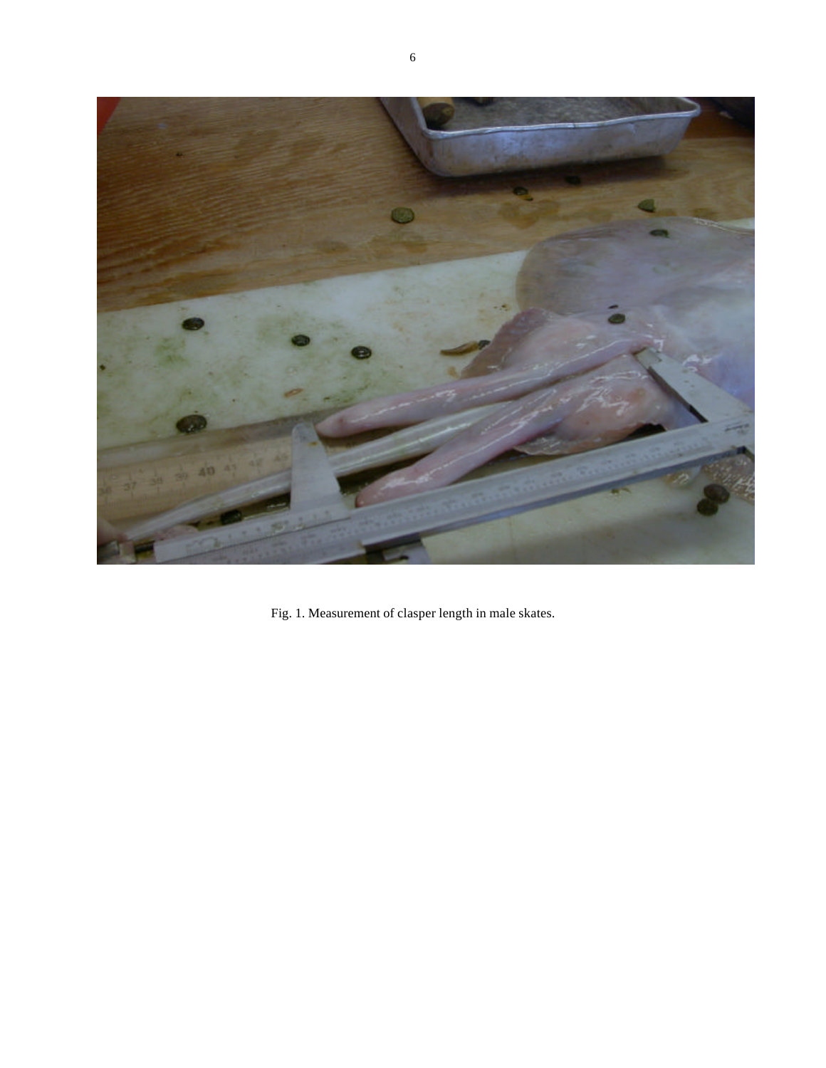Fig. 1. Measurement of clasper length in male skates.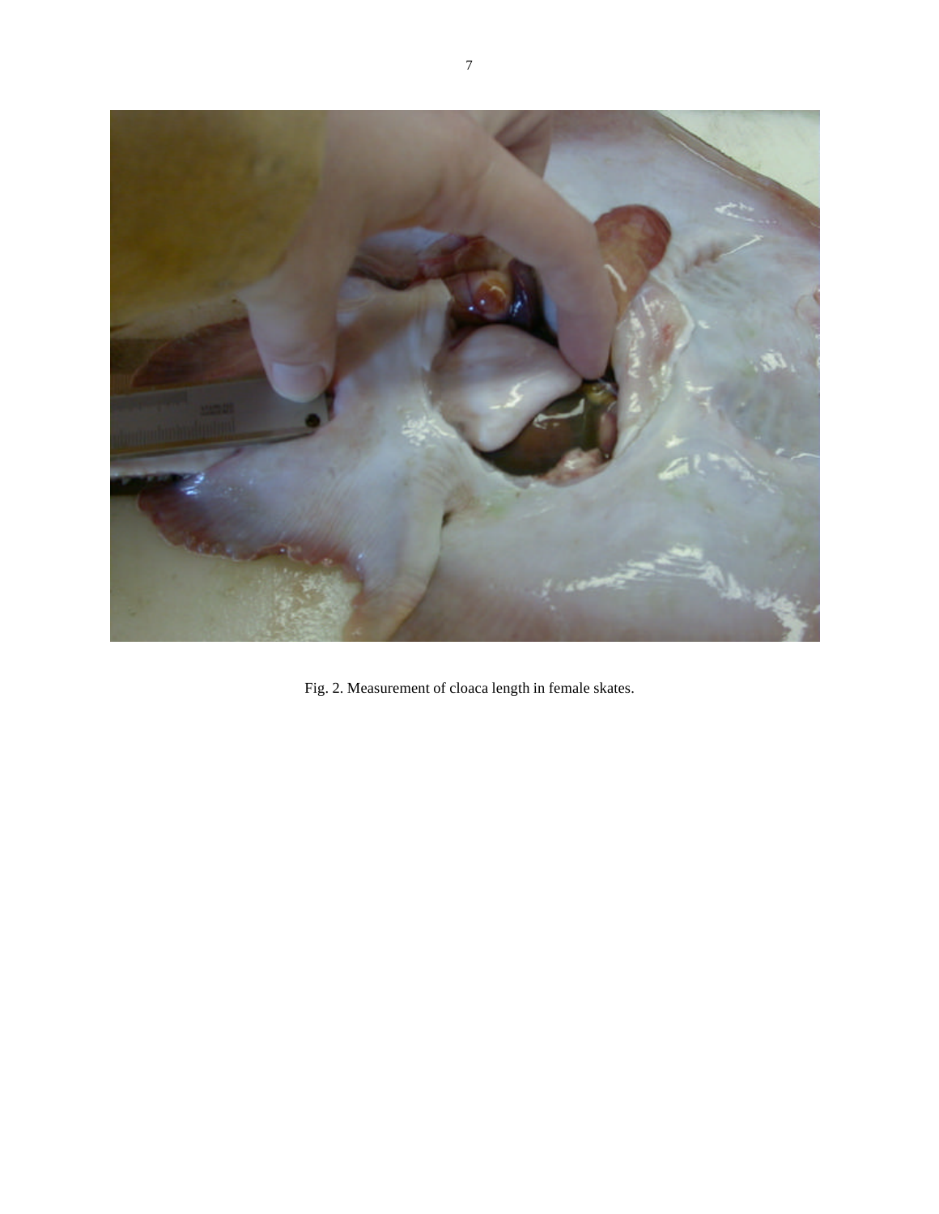Fig. 2. Measurement of cloaca length in female skates.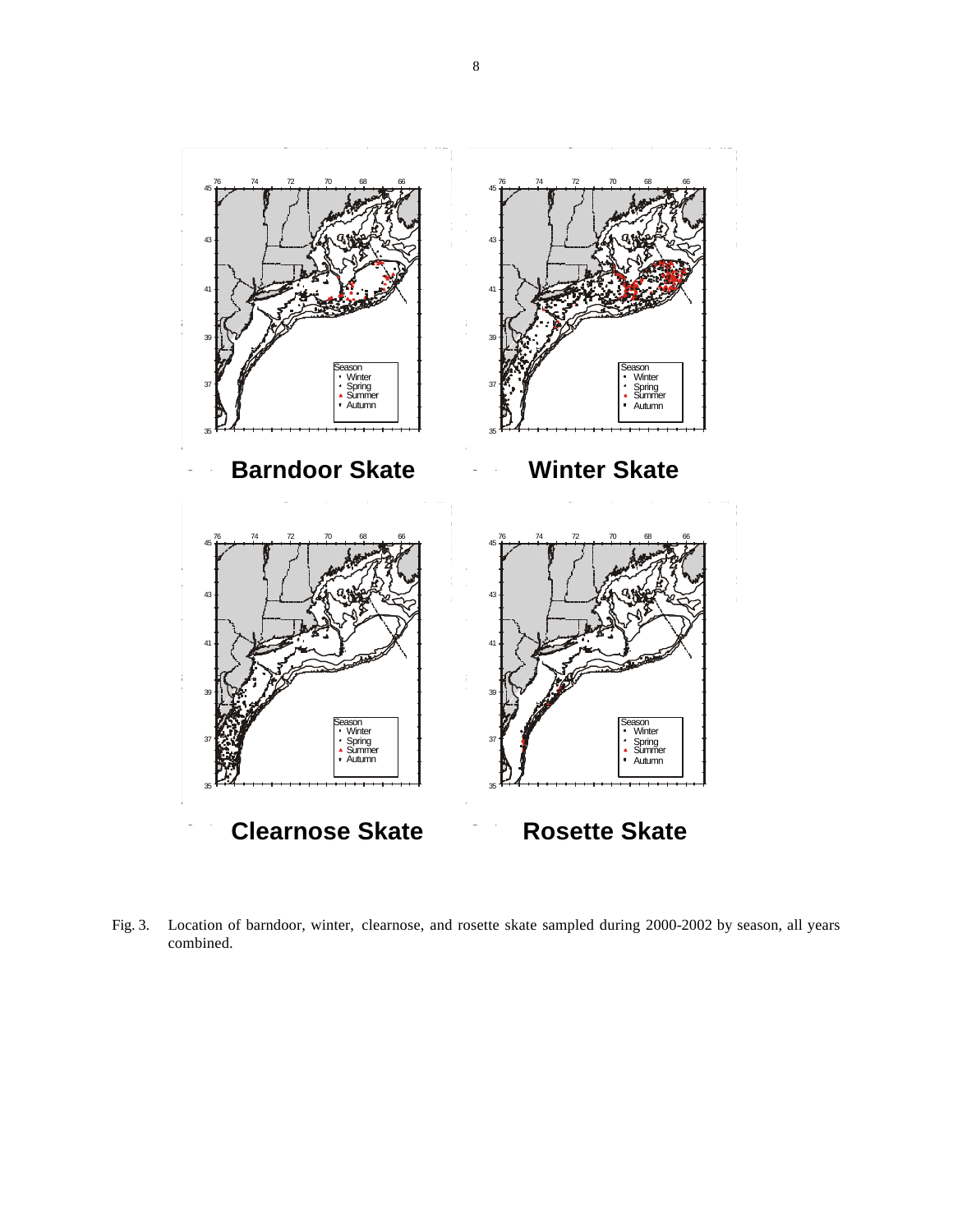Fig. 3. Location of barndoor, winter, clearnose, and rosette skate sampled during 2000-2002 by season, all years combined.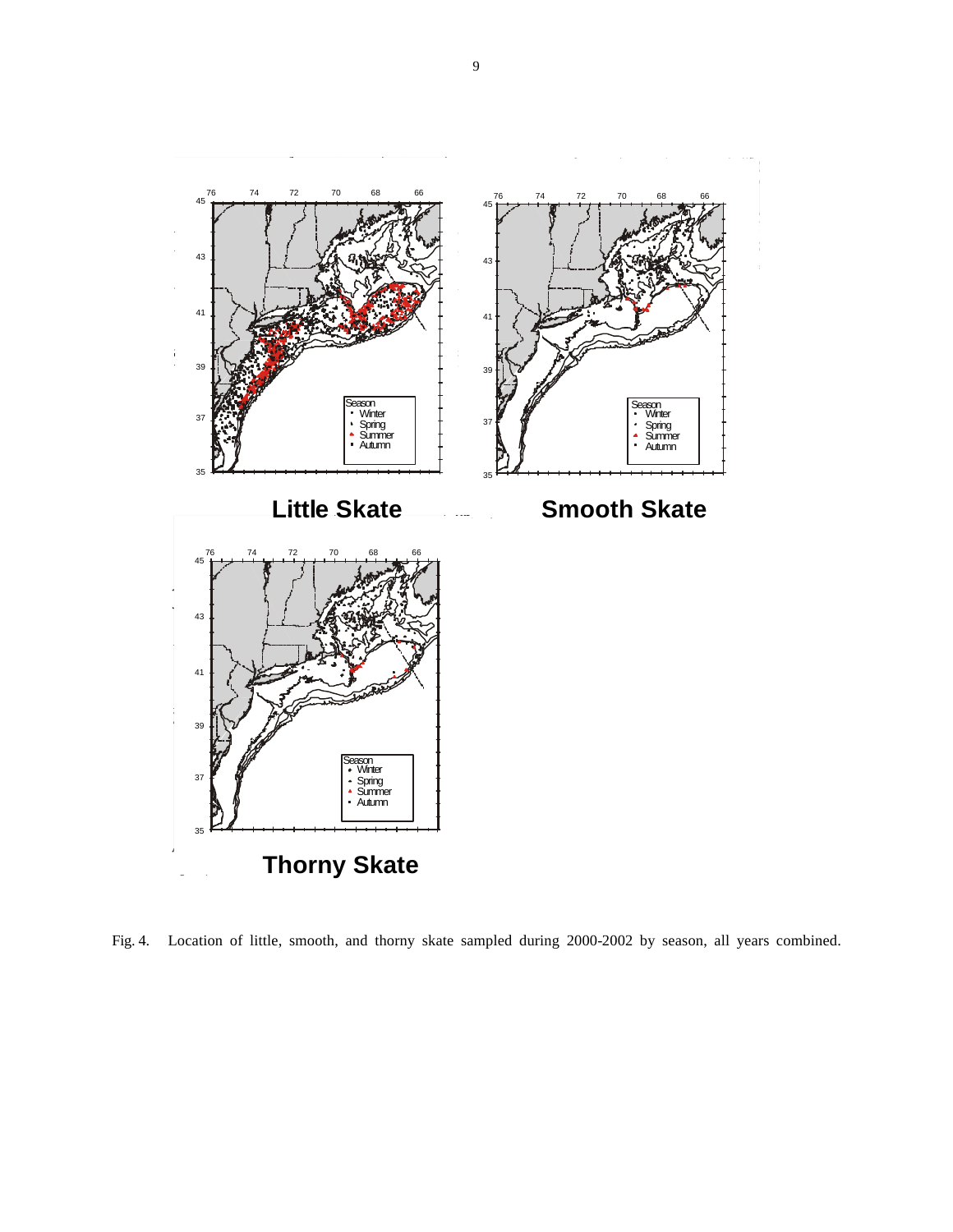Fig. 4. Location of little, smooth, and thorny skate sampled during 2000-2002 by season, all years combined.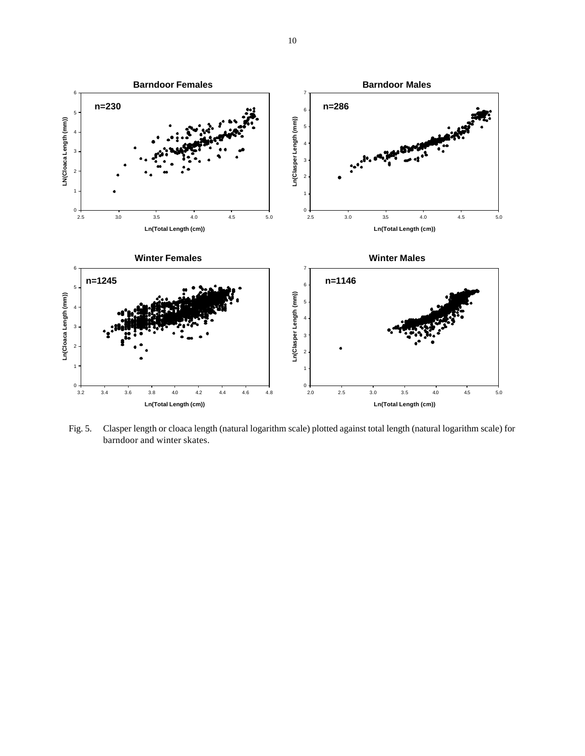Fig. 5. Clasper length or cloaca length (natural logarithm scale) plotted against total length (natural logarithm scale) for barndoor and winter skates.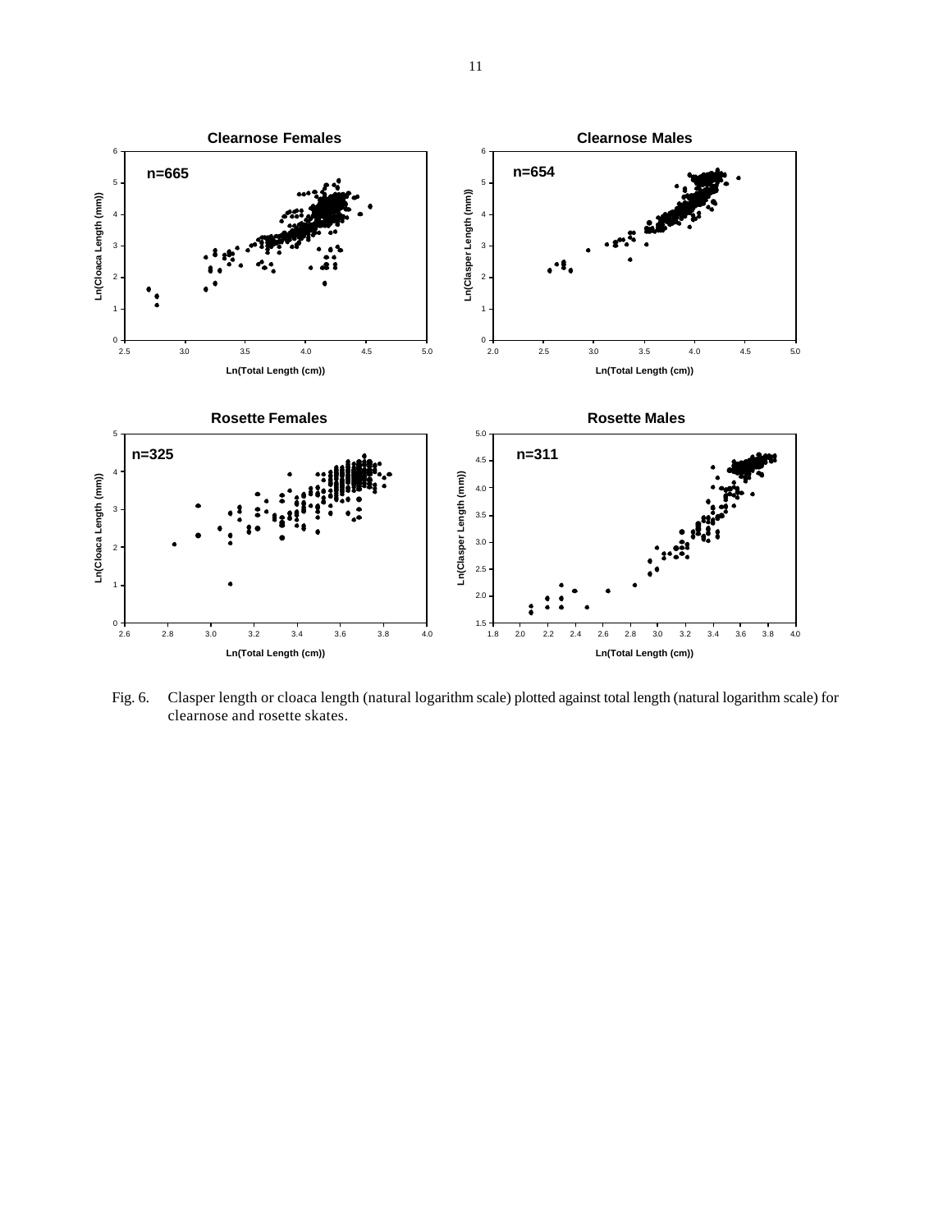Fig. 6. Clasper length or cloaca length (natural logarithm scale) plotted against total length (natural logarithm scale) for clearnose and rosette skates.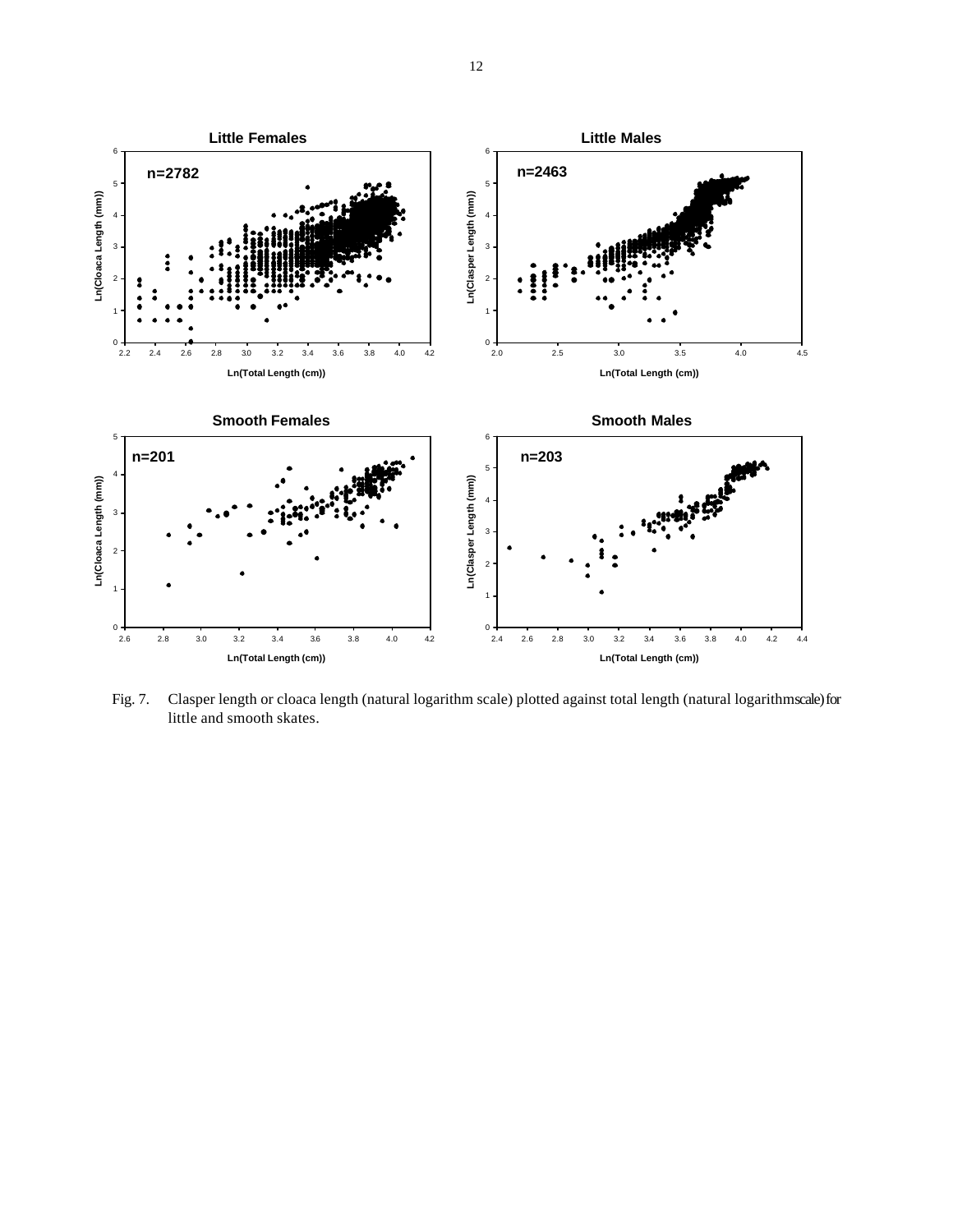Fig. 7. Clasper length or cloaca length (natural logarithm scale) plotted against total length (natural logarithm scale) for little and smooth skates.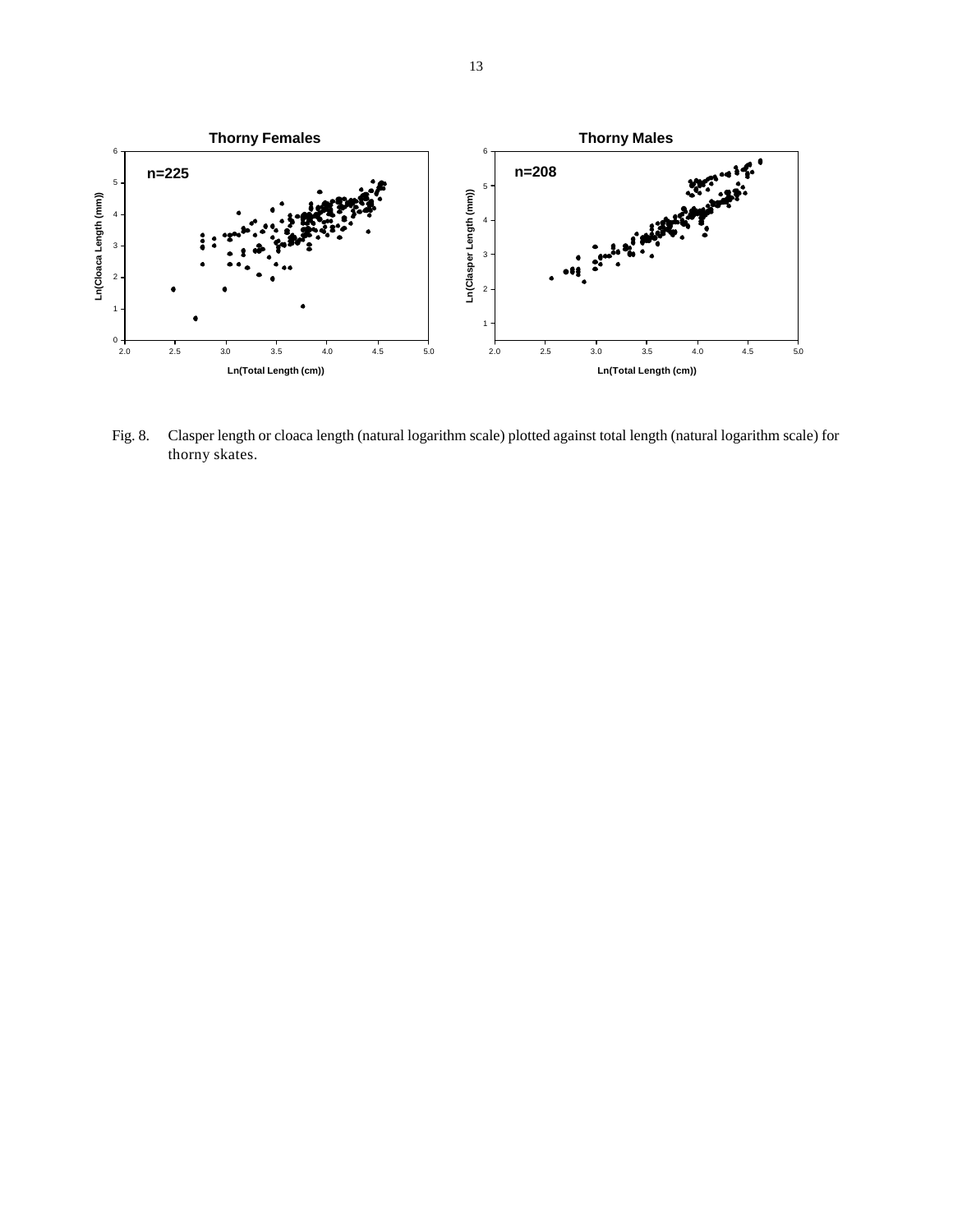Fig. 8. Clasper length or cloaca length (natural logarithm scale) plotted against total length (natural logarithm scale) for thorny skates.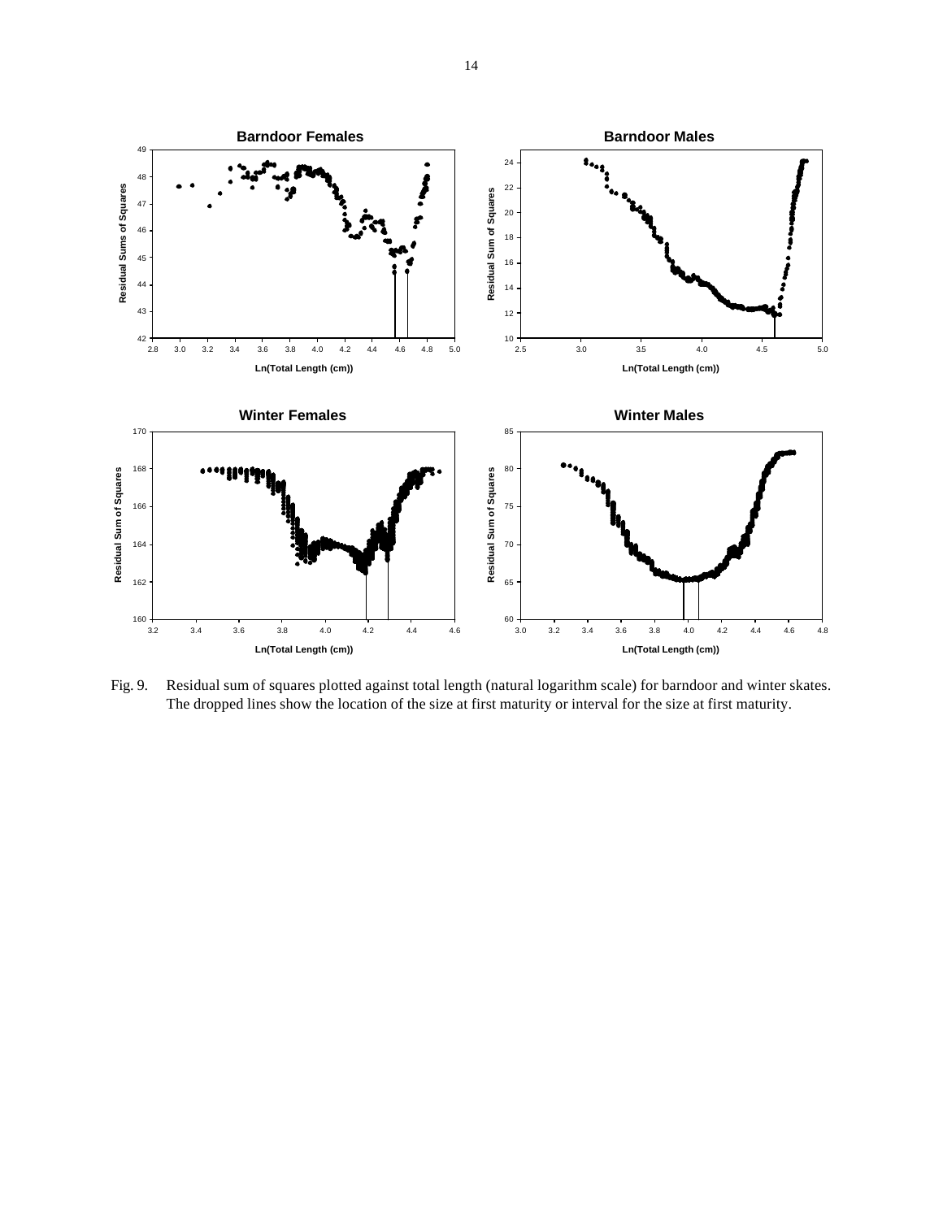Fig. 9. Residual sum of squares plotted against total length (natural logarithm scale) for barndoor and winter skates. The dropped lines show the location of the size at first maturity or interval for the size at first maturity.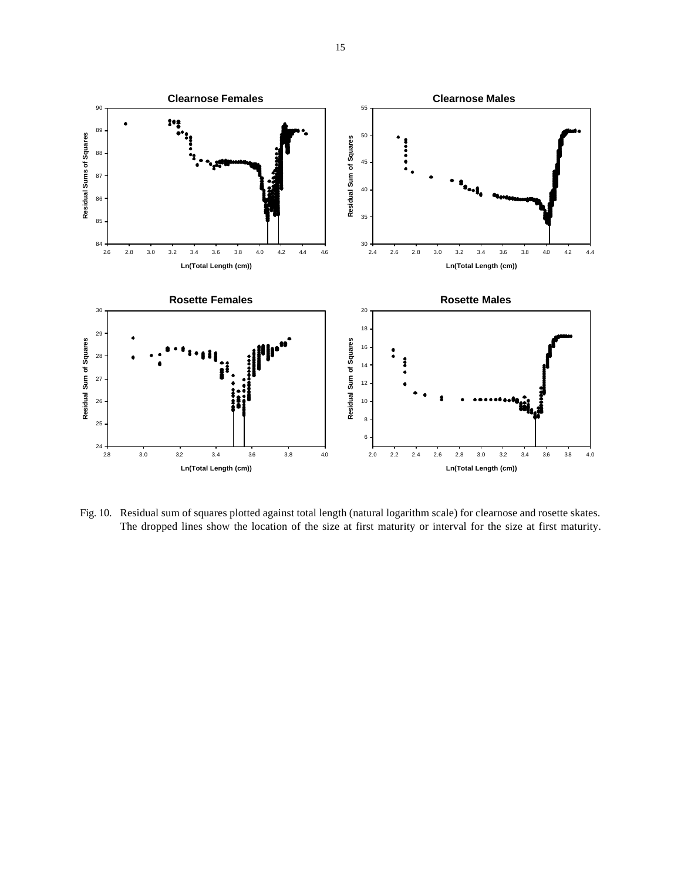Fig. 10. Residual sum of squares plotted against total length (natural logarithm scale) for clearnose and rosette skates. The dropped lines show the location of the size at first maturity or interval for the size at first maturity.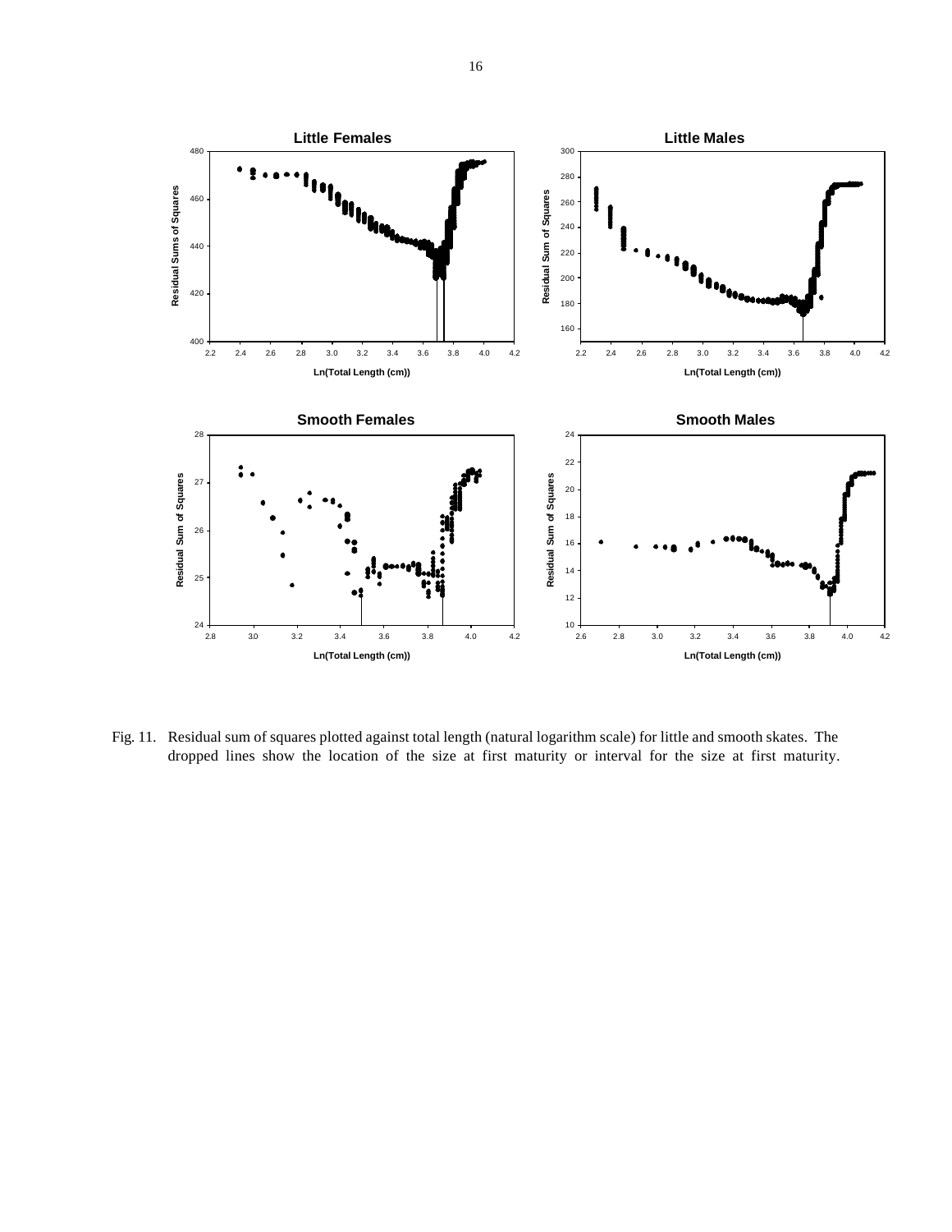Fig. 11. Residual sum of squares plotted against total length (natural logarithm scale) for little and smooth skates. The dropped lines show the location of the size at first maturity or interval for the size at first maturity.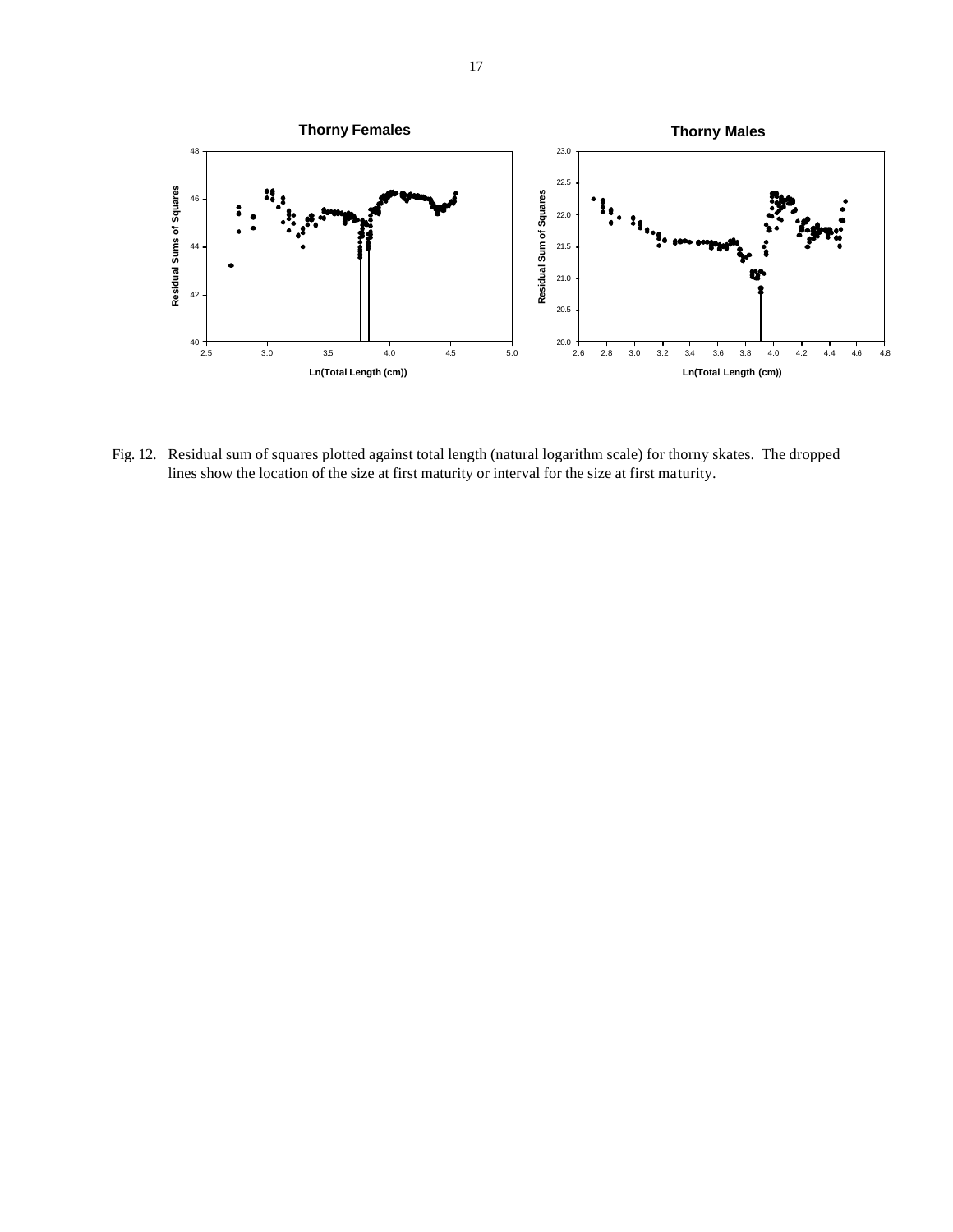**Thorny Females**

48

46

44

42

40

Residual Sums of Squares

2.5 3.0 3.5 4.0 4.5 5.0

Ln(Total Length (cm))

**Thorny Males**

23.0

22.5

22.0

21.5

21.0

20.5

20.0

Residual Sum of Squares

2.6 2.8 3.0 3.2 3.4 3.6 3.8 4.0 4.2 4.4 4.6 4.8

Ln(Total Length (cm))

Fig. 12. Residual sum of squares plotted against total length (natural logarithm scale) for thorny skates. The dropped lines show the location of the size at first maturity or interval for the size at first maturity.